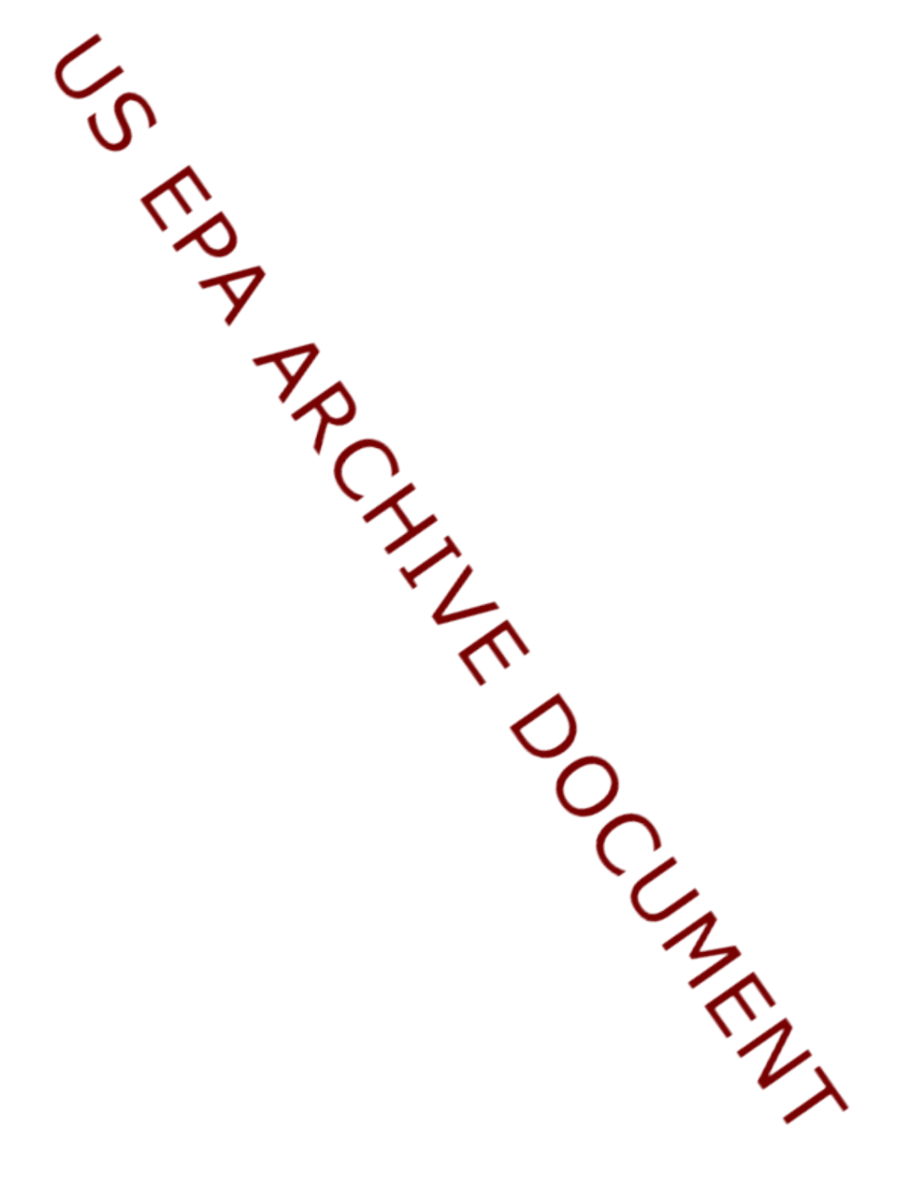US EPA ARCHIVE DOCUMENT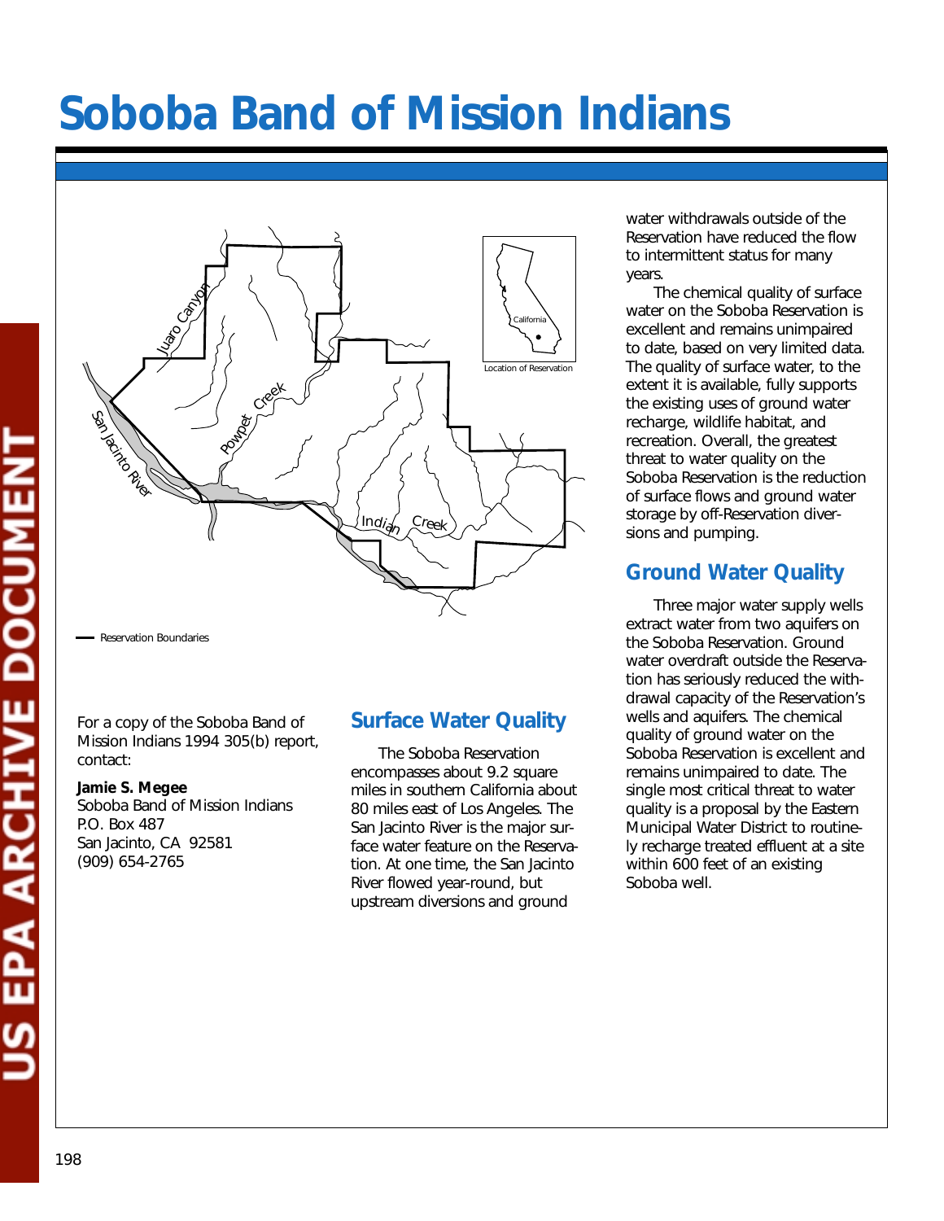# Soboba Band of Mission Indians

For a copy of the Soboba Band of Mission Indians 1994 305(b) report, contact:

**Jamie S. Megee**
Soboba Band of Mission Indians
P.O. Box 487
San Jacinto, CA 92581
(909) 654-2765

## Surface Water Quality

The Soboba Reservation encompasses about 9.2 square miles in southern California about 80 miles east of Los Angeles. The San Jacinto River is the major surface water feature on the Reservation. At one time, the San Jacinto River flowed year-round, but upstream diversions and ground water withdrawals outside of the Reservation have reduced the flow to intermittent status for many years.

The chemical quality of surface water on the Soboba Reservation is excellent and remains unimpaired to date, based on very limited data. The quality of surface water, to the extent it is available, fully supports the existing uses of ground water recharge, wildlife habitat, and recreation. Overall, the greatest threat to water quality on the Soboba Reservation is the reduction of surface flows and ground water storage by off-Reservation diversions and pumping.

## Ground Water Quality

Three major water supply wells extract water from two aquifers on the Soboba Reservation. Ground water overdraft outside the Reservation has seriously reduced the withdrawal capacity of the Reservation's wells and aquifers. The chemical quality of ground water on the Soboba Reservation is excellent and remains unimpaired to date. The single most critical threat to water quality is a proposal by the Eastern Municipal Water District to routinely recharge treated effluent at a site within 600 feet of an existing Soboba well.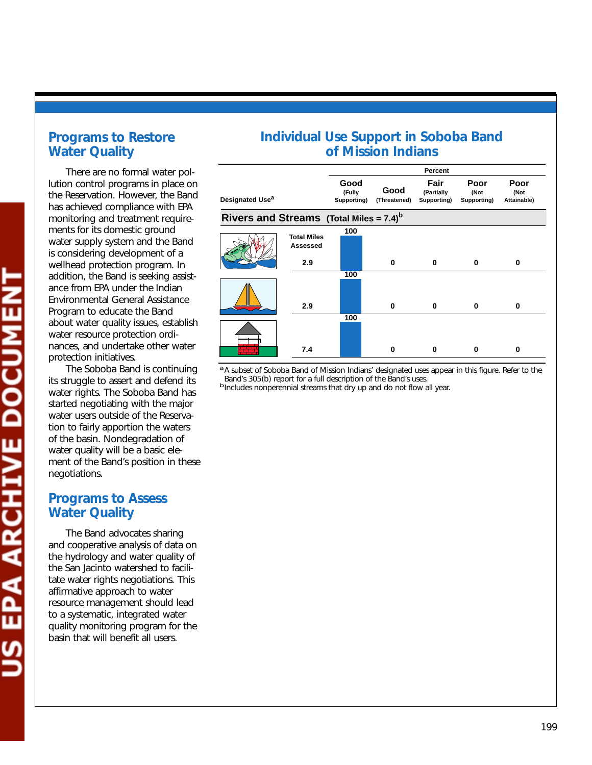## Programs to Restore Water Quality

There are no formal water pollution control programs in place on the Reservation. However, the Band has achieved compliance with EPA monitoring and treatment requirements for its domestic ground water supply system and the Band is considering development of a wellhead protection program. In addition, the Band is seeking assistance from EPA under the Indian Environmental General Assistance Program to educate the Band about water quality issues, establish water resource protection ordinances, and undertake other water protection initiatives.

The Soboba Band is continuing its struggle to assert and defend its water rights. The Soboba Band has started negotiating with the major water users outside of the Reservation to fairly apportion the waters of the basin. Nondegradation of water quality will be a basic element of the Band's position in these negotiations.

## Programs to Assess Water Quality

The Band advocates sharing and cooperative analysis of data on the hydrology and water quality of the San Jacinto watershed to facilitate water rights negotiations. This affirmative approach to water resource management should lead to a systematic, integrated water quality monitoring program for the basin that will benefit all users.

## Individual Use Support in Soboba Band of Mission Indians

Percent

Designated Use[a]

Good (Fully Supporting)

Good (Threatened)

Fair (Partially Supporting)

Poor (Not Supporting)

Poor (Not Attainable)

**Rivers and Streams (Total Miles = 7.4)[b]**

Total Miles Assessed

2.9

100

0

0

0

0

2.9

100

0

0

0

0

7.4

100

0

0

0

0

[a]A subset of Soboba Band of Mission Indians' designated uses appear in this figure. Refer to the Band's 305(b) report for a full description of the Band's uses.

[b]Includes nonperennial streams that dry up and do not flow all year.